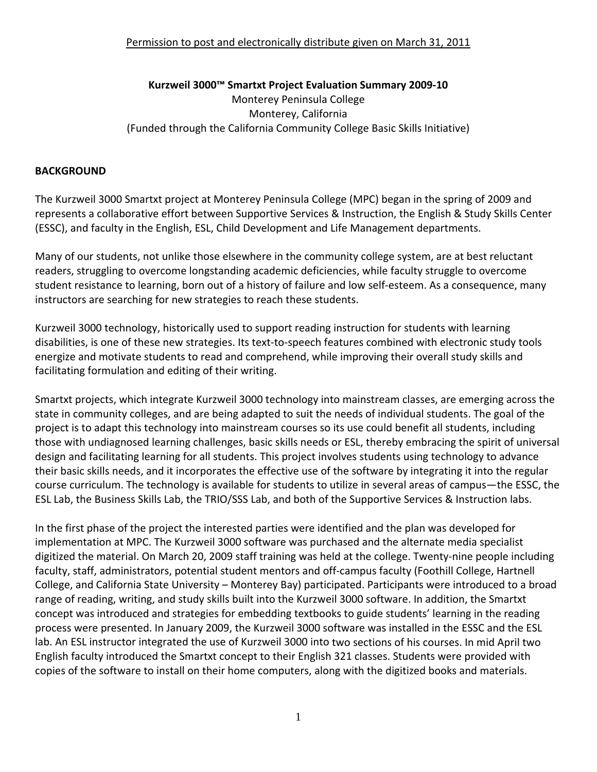Permission to post and electronically distribute given on March 31, 2011

**Kurzweil 3000™ Smartxt Project Evaluation Summary 2009-10**

Monterey Peninsula College

Monterey, California

(Funded through the California Community College Basic Skills Initiative)

## BACKGROUND

The Kurzweil 3000 Smartxt project at Monterey Peninsula College (MPC) began in the spring of 2009 and represents a collaborative effort between Supportive Services & Instruction, the English & Study Skills Center (ESSC), and faculty in the English, ESL, Child Development and Life Management departments.

Many of our students, not unlike those elsewhere in the community college system, are at best reluctant readers, struggling to overcome longstanding academic deficiencies, while faculty struggle to overcome student resistance to learning, born out of a history of failure and low self-esteem. As a consequence, many instructors are searching for new strategies to reach these students.

Kurzweil 3000 technology, historically used to support reading instruction for students with learning disabilities, is one of these new strategies. Its text-to-speech features combined with electronic study tools energize and motivate students to read and comprehend, while improving their overall study skills and facilitating formulation and editing of their writing.

Smartxt projects, which integrate Kurzweil 3000 technology into mainstream classes, are emerging across the state in community colleges, and are being adapted to suit the needs of individual students. The goal of the project is to adapt this technology into mainstream courses so its use could benefit all students, including those with undiagnosed learning challenges, basic skills needs or ESL, thereby embracing the spirit of universal design and facilitating learning for all students. This project involves students using technology to advance their basic skills needs, and it incorporates the effective use of the software by integrating it into the regular course curriculum. The technology is available for students to utilize in several areas of campus—the ESSC, the ESL Lab, the Business Skills Lab, the TRIO/SSS Lab, and both of the Supportive Services & Instruction labs.

In the first phase of the project the interested parties were identified and the plan was developed for implementation at MPC. The Kurzweil 3000 software was purchased and the alternate media specialist digitized the material. On March 20, 2009 staff training was held at the college. Twenty-nine people including faculty, staff, administrators, potential student mentors and off-campus faculty (Foothill College, Hartnell College, and California State University – Monterey Bay) participated. Participants were introduced to a broad range of reading, writing, and study skills built into the Kurzweil 3000 software. In addition, the Smartxt concept was introduced and strategies for embedding textbooks to guide students' learning in the reading process were presented. In January 2009, the Kurzweil 3000 software was installed in the ESSC and the ESL lab. An ESL instructor integrated the use of Kurzweil 3000 into two sections of his courses. In mid April two English faculty introduced the Smartxt concept to their English 321 classes. Students were provided with copies of the software to install on their home computers, along with the digitized books and materials.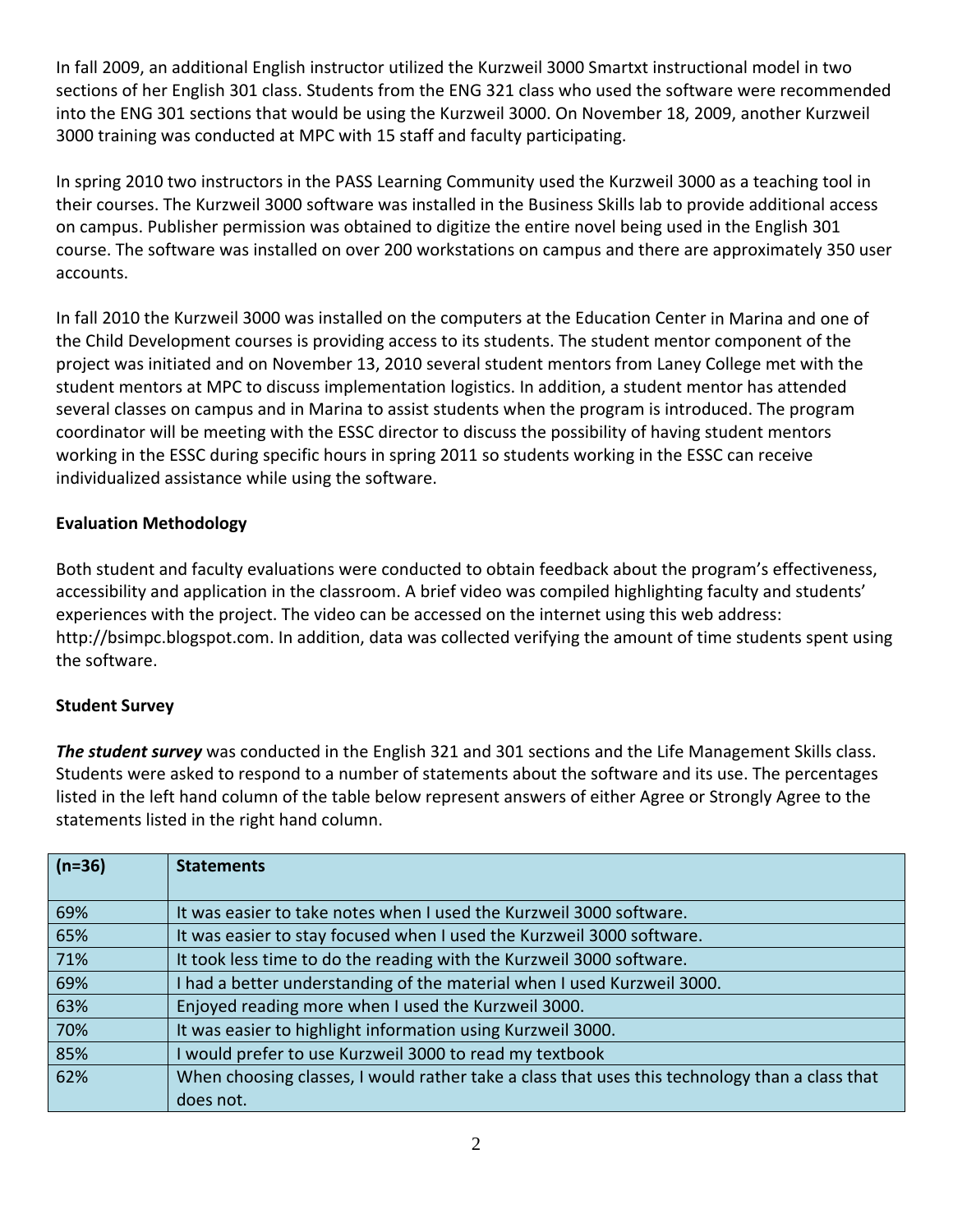In fall 2009, an additional English instructor utilized the Kurzweil 3000 Smartxt instructional model in two sections of her English 301 class. Students from the ENG 321 class who used the software were recommended into the ENG 301 sections that would be using the Kurzweil 3000. On November 18, 2009, another Kurzweil 3000 training was conducted at MPC with 15 staff and faculty participating.

In spring 2010 two instructors in the PASS Learning Community used the Kurzweil 3000 as a teaching tool in their courses. The Kurzweil 3000 software was installed in the Business Skills lab to provide additional access on campus. Publisher permission was obtained to digitize the entire novel being used in the English 301 course. The software was installed on over 200 workstations on campus and there are approximately 350 user accounts.

In fall 2010 the Kurzweil 3000 was installed on the computers at the Education Center in Marina and one of the Child Development courses is providing access to its students. The student mentor component of the project was initiated and on November 13, 2010 several student mentors from Laney College met with the student mentors at MPC to discuss implementation logistics. In addition, a student mentor has attended several classes on campus and in Marina to assist students when the program is introduced. The program coordinator will be meeting with the ESSC director to discuss the possibility of having student mentors working in the ESSC during specific hours in spring 2011 so students working in the ESSC can receive individualized assistance while using the software.

**Evaluation Methodology**

Both student and faculty evaluations were conducted to obtain feedback about the program's effectiveness, accessibility and application in the classroom. A brief video was compiled highlighting faculty and students' experiences with the project. The video can be accessed on the internet using this web address: http://bsimpc.blogspot.com. In addition, data was collected verifying the amount of time students spent using the software.

**Student Survey**

***The student survey*** was conducted in the English 321 and 301 sections and the Life Management Skills class. Students were asked to respond to a number of statements about the software and its use. The percentages listed in the left hand column of the table below represent answers of either Agree or Strongly Agree to the statements listed in the right hand column.

| (n=36) | Statements |
|---|---|
| 69% | It was easier to take notes when I used the Kurzweil 3000 software. |
| 65% | It was easier to stay focused when I used the Kurzweil 3000 software. |
| 71% | It took less time to do the reading with the Kurzweil 3000 software. |
| 69% | I had a better understanding of the material when I used Kurzweil 3000. |
| 63% | Enjoyed reading more when I used the Kurzweil 3000. |
| 70% | It was easier to highlight information using Kurzweil 3000. |
| 85% | I would prefer to use Kurzweil 3000 to read my textbook |
| 62% | When choosing classes, I would rather take a class that uses this technology than a class that does not. |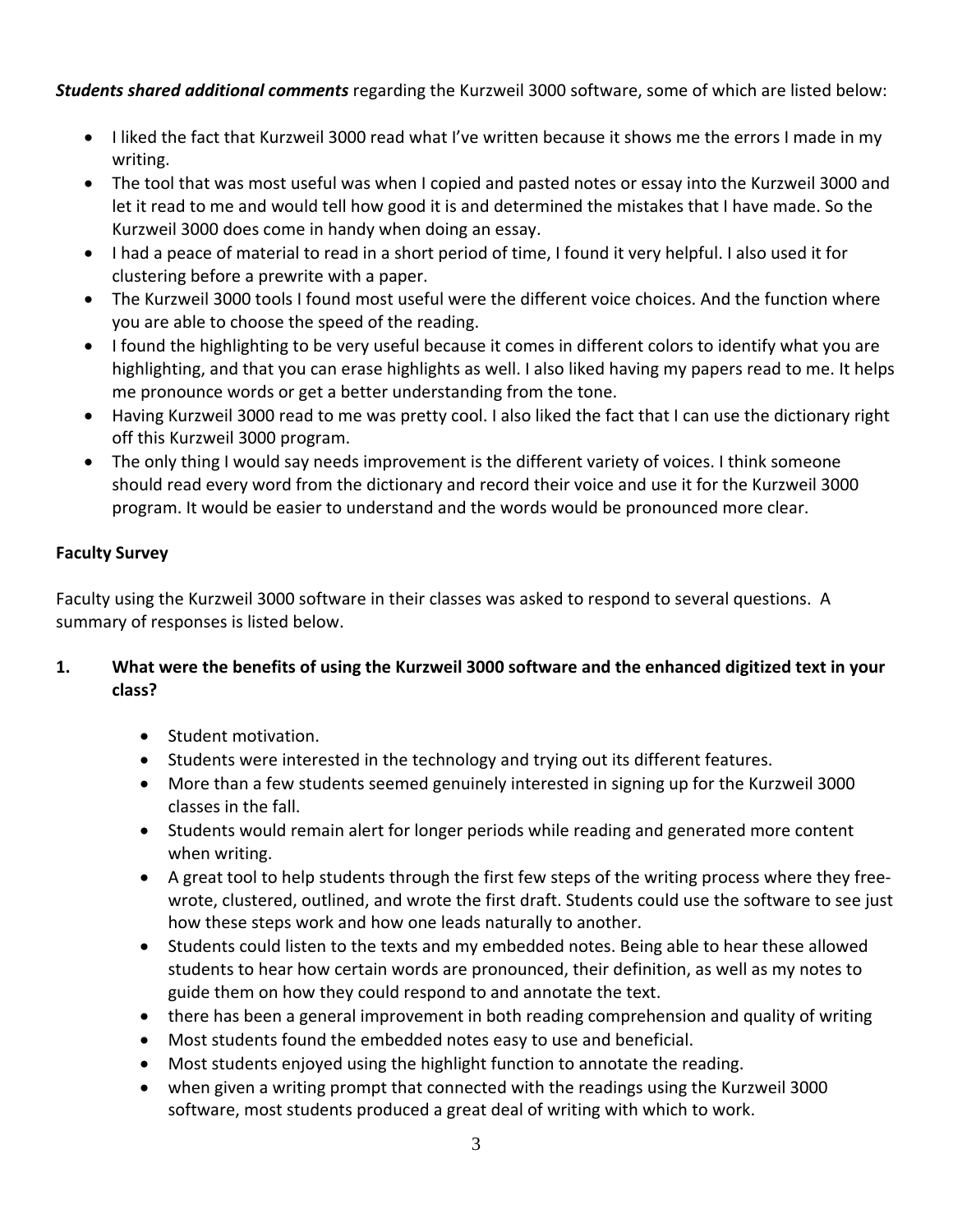***Students shared additional comments*** regarding the Kurzweil 3000 software, some of which are listed below:

- I liked the fact that Kurzweil 3000 read what I've written because it shows me the errors I made in my writing.
- The tool that was most useful was when I copied and pasted notes or essay into the Kurzweil 3000 and let it read to me and would tell how good it is and determined the mistakes that I have made. So the Kurzweil 3000 does come in handy when doing an essay.
- I had a peace of material to read in a short period of time, I found it very helpful. I also used it for clustering before a prewrite with a paper.
- The Kurzweil 3000 tools I found most useful were the different voice choices. And the function where you are able to choose the speed of the reading.
- I found the highlighting to be very useful because it comes in different colors to identify what you are highlighting, and that you can erase highlights as well. I also liked having my papers read to me. It helps me pronounce words or get a better understanding from the tone.
- Having Kurzweil 3000 read to me was pretty cool. I also liked the fact that I can use the dictionary right off this Kurzweil 3000 program.
- The only thing I would say needs improvement is the different variety of voices. I think someone should read every word from the dictionary and record their voice and use it for the Kurzweil 3000 program. It would be easier to understand and the words would be pronounced more clear.

**Faculty Survey**

Faculty using the Kurzweil 3000 software in their classes was asked to respond to several questions. A summary of responses is listed below.

**1. What were the benefits of using the Kurzweil 3000 software and the enhanced digitized text in your class?**

- Student motivation.
- Students were interested in the technology and trying out its different features.
- More than a few students seemed genuinely interested in signing up for the Kurzweil 3000 classes in the fall.
- Students would remain alert for longer periods while reading and generated more content when writing.
- A great tool to help students through the first few steps of the writing process where they free-wrote, clustered, outlined, and wrote the first draft. Students could use the software to see just how these steps work and how one leads naturally to another.
- Students could listen to the texts and my embedded notes. Being able to hear these allowed students to hear how certain words are pronounced, their definition, as well as my notes to guide them on how they could respond to and annotate the text.
- there has been a general improvement in both reading comprehension and quality of writing
- Most students found the embedded notes easy to use and beneficial.
- Most students enjoyed using the highlight function to annotate the reading.
- when given a writing prompt that connected with the readings using the Kurzweil 3000 software, most students produced a great deal of writing with which to work.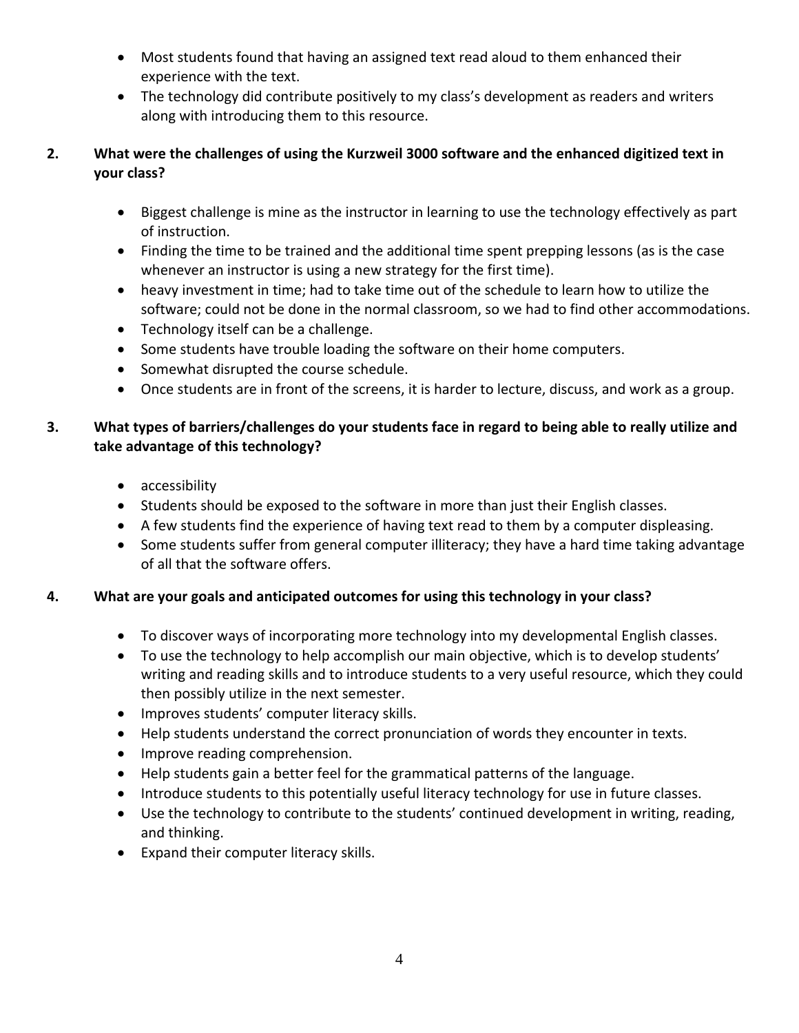- Most students found that having an assigned text read aloud to them enhanced their experience with the text.
- The technology did contribute positively to my class's development as readers and writers along with introducing them to this resource.

**2. What were the challenges of using the Kurzweil 3000 software and the enhanced digitized text in your class?**

- Biggest challenge is mine as the instructor in learning to use the technology effectively as part of instruction.
- Finding the time to be trained and the additional time spent prepping lessons (as is the case whenever an instructor is using a new strategy for the first time).
- heavy investment in time; had to take time out of the schedule to learn how to utilize the software; could not be done in the normal classroom, so we had to find other accommodations.
- Technology itself can be a challenge.
- Some students have trouble loading the software on their home computers.
- Somewhat disrupted the course schedule.
- Once students are in front of the screens, it is harder to lecture, discuss, and work as a group.

**3. What types of barriers/challenges do your students face in regard to being able to really utilize and take advantage of this technology?**

- accessibility
- Students should be exposed to the software in more than just their English classes.
- A few students find the experience of having text read to them by a computer displeasing.
- Some students suffer from general computer illiteracy; they have a hard time taking advantage of all that the software offers.

**4. What are your goals and anticipated outcomes for using this technology in your class?**

- To discover ways of incorporating more technology into my developmental English classes.
- To use the technology to help accomplish our main objective, which is to develop students' writing and reading skills and to introduce students to a very useful resource, which they could then possibly utilize in the next semester.
- Improves students' computer literacy skills.
- Help students understand the correct pronunciation of words they encounter in texts.
- Improve reading comprehension.
- Help students gain a better feel for the grammatical patterns of the language.
- Introduce students to this potentially useful literacy technology for use in future classes.
- Use the technology to contribute to the students' continued development in writing, reading, and thinking.
- Expand their computer literacy skills.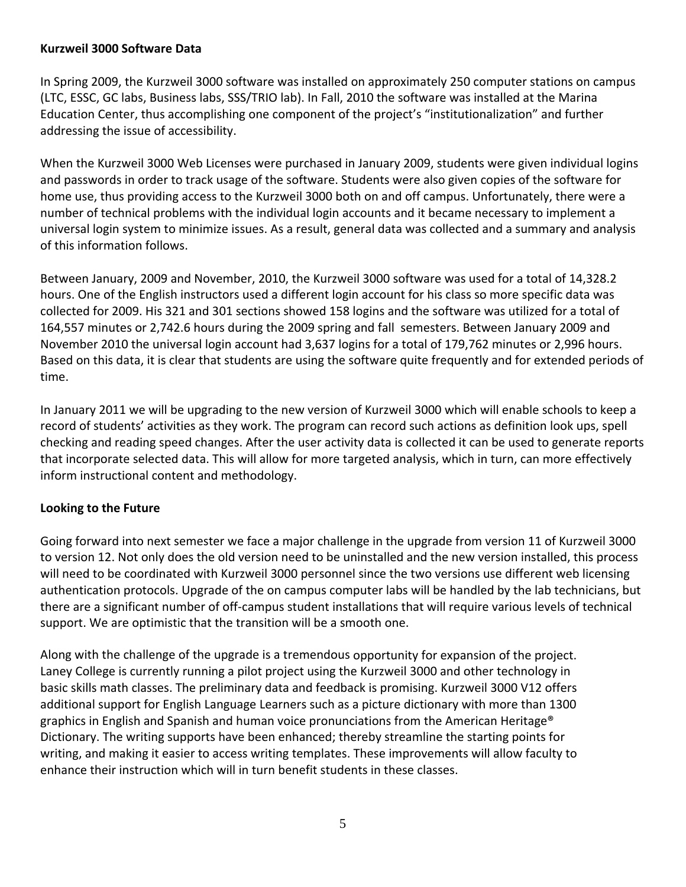**Kurzweil 3000 Software Data**

In Spring 2009, the Kurzweil 3000 software was installed on approximately 250 computer stations on campus (LTC, ESSC, GC labs, Business labs, SSS/TRIO lab). In Fall, 2010 the software was installed at the Marina Education Center, thus accomplishing one component of the project's "institutionalization" and further addressing the issue of accessibility.

When the Kurzweil 3000 Web Licenses were purchased in January 2009, students were given individual logins and passwords in order to track usage of the software. Students were also given copies of the software for home use, thus providing access to the Kurzweil 3000 both on and off campus. Unfortunately, there were a number of technical problems with the individual login accounts and it became necessary to implement a universal login system to minimize issues. As a result, general data was collected and a summary and analysis of this information follows.

Between January, 2009 and November, 2010, the Kurzweil 3000 software was used for a total of 14,328.2 hours. One of the English instructors used a different login account for his class so more specific data was collected for 2009. His 321 and 301 sections showed 158 logins and the software was utilized for a total of 164,557 minutes or 2,742.6 hours during the 2009 spring and fall semesters. Between January 2009 and November 2010 the universal login account had 3,637 logins for a total of 179,762 minutes or 2,996 hours. Based on this data, it is clear that students are using the software quite frequently and for extended periods of time.

In January 2011 we will be upgrading to the new version of Kurzweil 3000 which will enable schools to keep a record of students' activities as they work. The program can record such actions as definition look ups, spell checking and reading speed changes. After the user activity data is collected it can be used to generate reports that incorporate selected data. This will allow for more targeted analysis, which in turn, can more effectively inform instructional content and methodology.

**Looking to the Future**

Going forward into next semester we face a major challenge in the upgrade from version 11 of Kurzweil 3000 to version 12. Not only does the old version need to be uninstalled and the new version installed, this process will need to be coordinated with Kurzweil 3000 personnel since the two versions use different web licensing authentication protocols. Upgrade of the on campus computer labs will be handled by the lab technicians, but there are a significant number of off-campus student installations that will require various levels of technical support. We are optimistic that the transition will be a smooth one.

Along with the challenge of the upgrade is a tremendous opportunity for expansion of the project. Laney College is currently running a pilot project using the Kurzweil 3000 and other technology in basic skills math classes. The preliminary data and feedback is promising. Kurzweil 3000 V12 offers additional support for English Language Learners such as a picture dictionary with more than 1300 graphics in English and Spanish and human voice pronunciations from the American Heritage® Dictionary. The writing supports have been enhanced; thereby streamline the starting points for writing, and making it easier to access writing templates. These improvements will allow faculty to enhance their instruction which will in turn benefit students in these classes.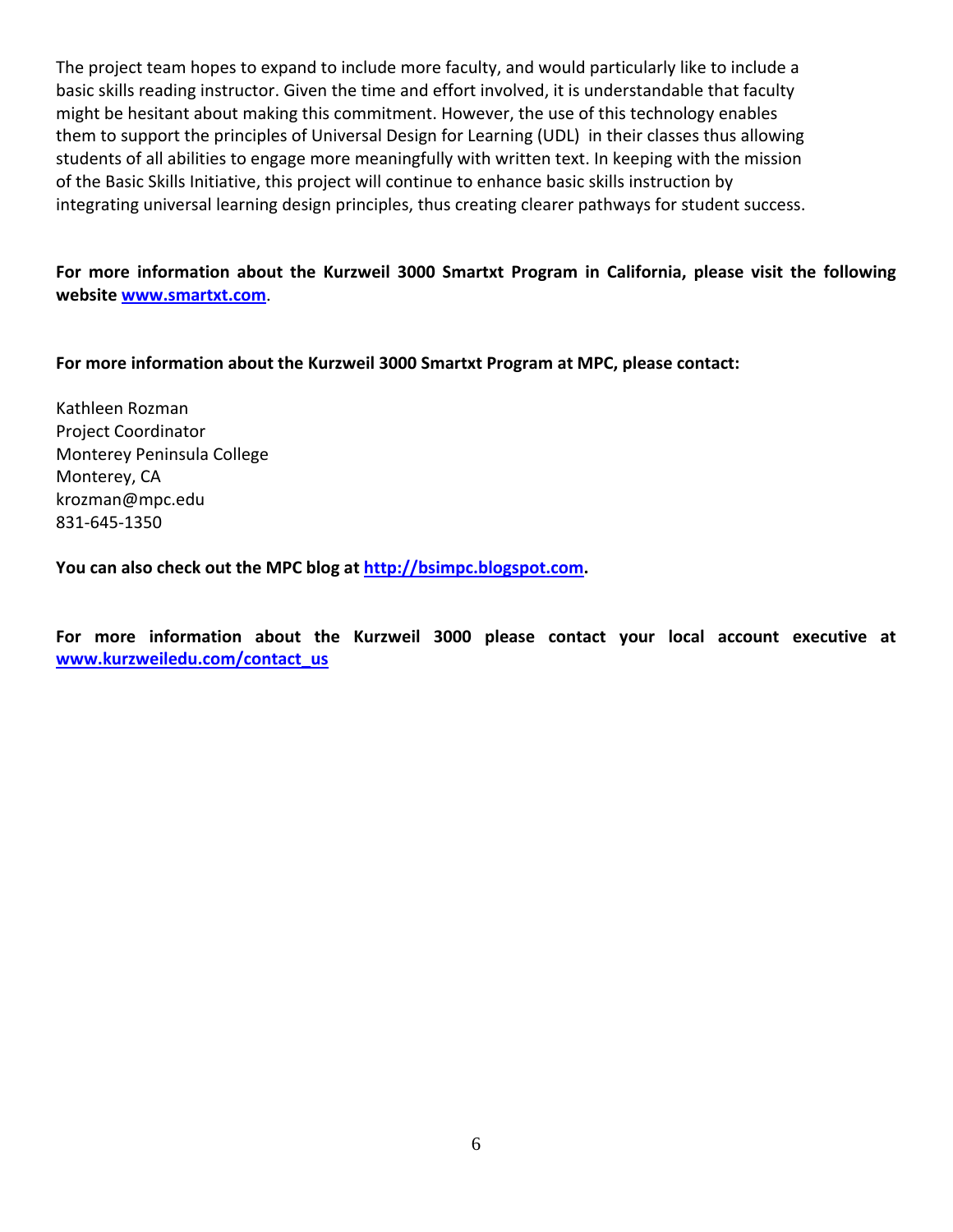The project team hopes to expand to include more faculty, and would particularly like to include a basic skills reading instructor. Given the time and effort involved, it is understandable that faculty might be hesitant about making this commitment. However, the use of this technology enables them to support the principles of Universal Design for Learning (UDL) in their classes thus allowing students of all abilities to engage more meaningfully with written text. In keeping with the mission of the Basic Skills Initiative, this project will continue to enhance basic skills instruction by integrating universal learning design principles, thus creating clearer pathways for student success.

**For more information about the Kurzweil 3000 Smartxt Program in California, please visit the following website [www.smartxt.com](www.smartxt.com)**.

**For more information about the Kurzweil 3000 Smartxt Program at MPC, please contact:**

Kathleen Rozman  
Project Coordinator  
Monterey Peninsula College  
Monterey, CA  
krozman@mpc.edu  
831-645-1350

**You can also check out the MPC blog at [http://bsimpc.blogspot.com](http://bsimpc.blogspot.com).**

**For more information about the Kurzweil 3000 please contact your local account executive at [www.kurzweiledu.com/contact_us](www.kurzweiledu.com/contact_us)**